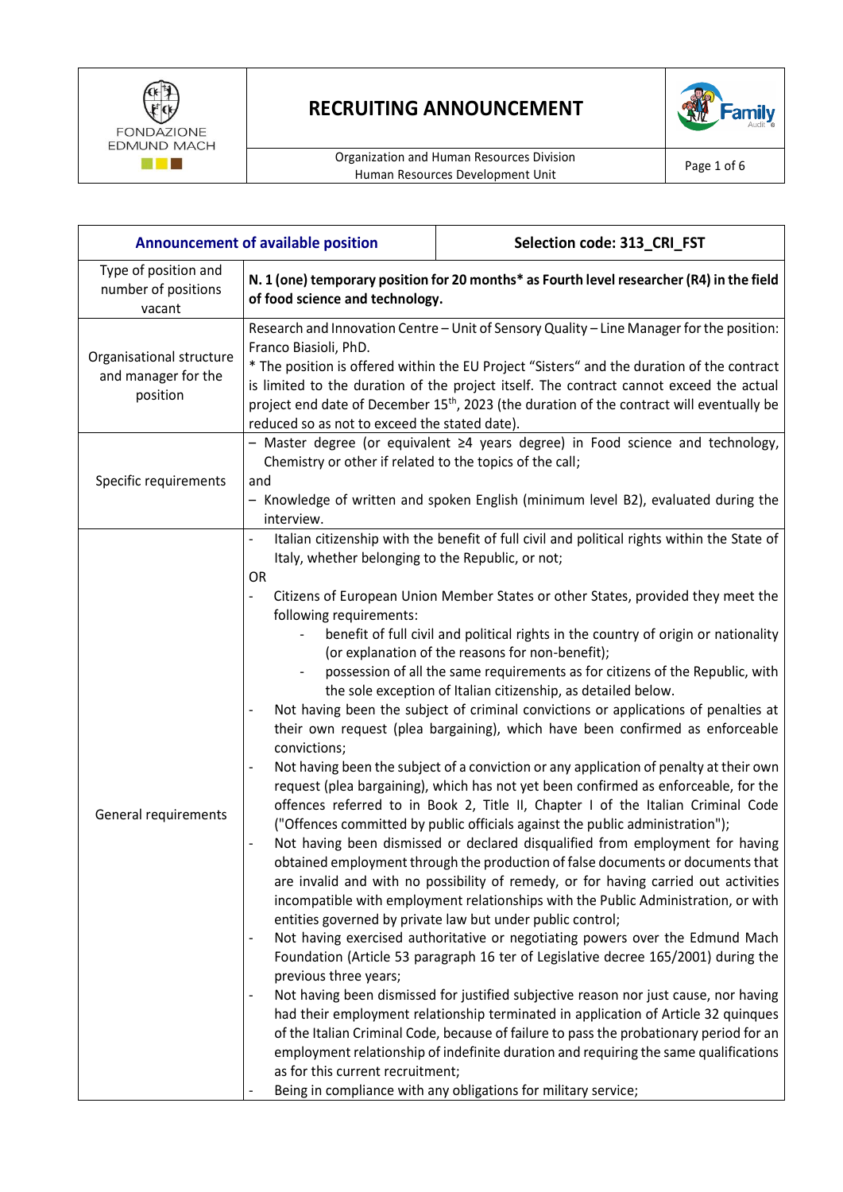# RECRUITING ANNOUNCEMENT

FONDAZIONE EDMUND MACH

Organization and Human Resources Division
Human Resources Development Unit

| Announcement of available position | Selection code: 313_CRI_FST |
|---|---|
| Type of position and number of positions vacant | **N. 1 (one) temporary position for 20 months* as Fourth level researcher (R4) in the field of food science and technology.** |
| Organisational structure and manager for the position | Research and Innovation Centre – Unit of Sensory Quality – Line Manager for the position: Franco Biasioli, PhD.<br>* The position is offered within the EU Project "Sisters" and the duration of the contract is limited to the duration of the project itself. The contract cannot exceed the actual project end date of December 15th, 2023 (the duration of the contract will eventually be reduced so as not to exceed the stated date). |
| Specific requirements | – Master degree (or equivalent ≥4 years degree) in Food science and technology, Chemistry or other if related to the topics of the call;<br>and<br>– Knowledge of written and spoken English (minimum level B2), evaluated during the interview. |
| General requirements | - Italian citizenship with the benefit of full civil and political rights within the State of Italy, whether belonging to the Republic, or not;<br>OR<br>- Citizens of European Union Member States or other States, provided they meet the following requirements:<br>&nbsp;&nbsp;&nbsp;&nbsp;- benefit of full civil and political rights in the country of origin or nationality (or explanation of the reasons for non-benefit);<br>&nbsp;&nbsp;&nbsp;&nbsp;- possession of all the same requirements as for citizens of the Republic, with the sole exception of Italian citizenship, as detailed below.<br>- Not having been the subject of criminal convictions or applications of penalties at their own request (plea bargaining), which have been confirmed as enforceable convictions;<br>- Not having been the subject of a conviction or any application of penalty at their own request (plea bargaining), which has not yet been confirmed as enforceable, for the offences referred to in Book 2, Title II, Chapter I of the Italian Criminal Code ("Offences committed by public officials against the public administration");<br>- Not having been dismissed or declared disqualified from employment for having obtained employment through the production of false documents or documents that are invalid and with no possibility of remedy, or for having carried out activities incompatible with employment relationships with the Public Administration, or with entities governed by private law but under public control;<br>- Not having exercised authoritative or negotiating powers over the Edmund Mach Foundation (Article 53 paragraph 16 ter of Legislative decree 165/2001) during the previous three years;<br>- Not having been dismissed for justified subjective reason nor just cause, nor having had their employment relationship terminated in application of Article 32 quinques of the Italian Criminal Code, because of failure to pass the probationary period for an employment relationship of indefinite duration and requiring the same qualifications as for this current recruitment;<br>- Being in compliance with any obligations for military service; |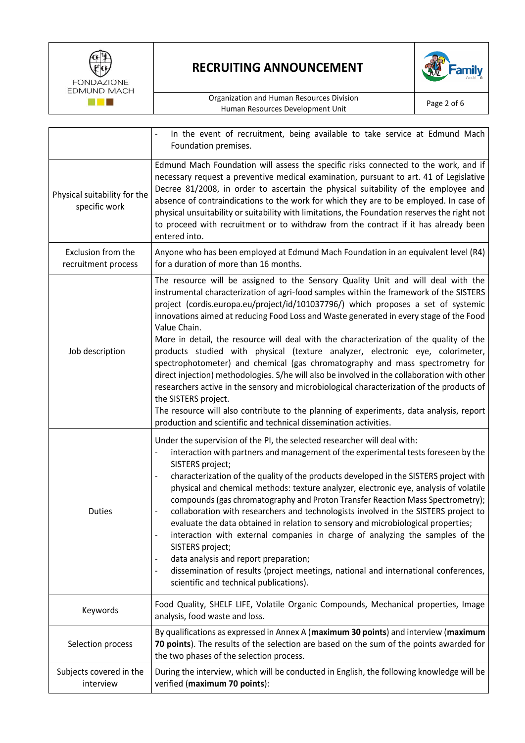| | |
|---|---|
| | - In the event of recruitment, being available to take service at Edmund Mach Foundation premises. |
| Physical suitability for the specific work | Edmund Mach Foundation will assess the specific risks connected to the work, and if necessary request a preventive medical examination, pursuant to art. 41 of Legislative Decree 81/2008, in order to ascertain the physical suitability of the employee and absence of contraindications to the work for which they are to be employed. In case of physical unsuitability or suitability with limitations, the Foundation reserves the right not to proceed with recruitment or to withdraw from the contract if it has already been entered into. |
| Exclusion from the recruitment process | Anyone who has been employed at Edmund Mach Foundation in an equivalent level (R4) for a duration of more than 16 months. |
| Job description | The resource will be assigned to the Sensory Quality Unit and will deal with the instrumental characterization of agri-food samples within the framework of the SISTERS project (cordis.europa.eu/project/id/101037796/) which proposes a set of systemic innovations aimed at reducing Food Loss and Waste generated in every stage of the Food Value Chain.<br>More in detail, the resource will deal with the characterization of the quality of the products studied with physical (texture analyzer, electronic eye, colorimeter, spectrophotometer) and chemical (gas chromatography and mass spectrometry for direct injection) methodologies. S/he will also be involved in the collaboration with other researchers active in the sensory and microbiological characterization of the products of the SISTERS project.<br>The resource will also contribute to the planning of experiments, data analysis, report production and scientific and technical dissemination activities. |
| Duties | Under the supervision of the PI, the selected researcher will deal with:<br>- interaction with partners and management of the experimental tests foreseen by the SISTERS project;<br>- characterization of the quality of the products developed in the SISTERS project with physical and chemical methods: texture analyzer, electronic eye, analysis of volatile compounds (gas chromatography and Proton Transfer Reaction Mass Spectrometry);<br>- collaboration with researchers and technologists involved in the SISTERS project to evaluate the data obtained in relation to sensory and microbiological properties;<br>- interaction with external companies in charge of analyzing the samples of the SISTERS project;<br>- data analysis and report preparation;<br>- dissemination of results (project meetings, national and international conferences, scientific and technical publications). |
| Keywords | Food Quality, SHELF LIFE, Volatile Organic Compounds, Mechanical properties, Image analysis, food waste and loss. |
| Selection process | By qualifications as expressed in Annex A (**maximum 30 points**) and interview (**maximum 70 points**). The results of the selection are based on the sum of the points awarded for the two phases of the selection process. |
| Subjects covered in the interview | During the interview, which will be conducted in English, the following knowledge will be verified (**maximum 70 points**): |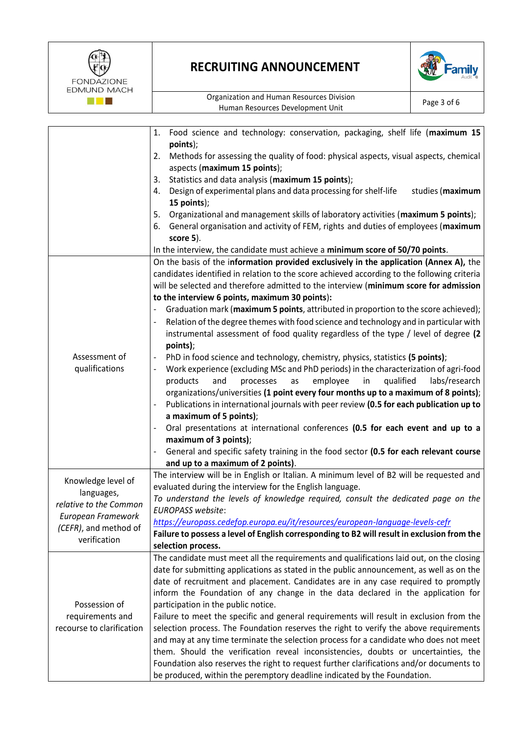| | |
|---|---|
| | 1. Food science and technology: conservation, packaging, shelf life (**maximum 15 points**);<br>2. Methods for assessing the quality of food: physical aspects, visual aspects, chemical aspects (**maximum 15 points**);<br>3. Statistics and data analysis (**maximum 15 points**);<br>4. Design of experimental plans and data processing for shelf-life studies (**maximum 15 points**);<br>5. Organizational and management skills of laboratory activities (**maximum 5 points**);<br>6. General organisation and activity of FEM, rights and duties of employees (**maximum score 5**).<br>In the interview, the candidate must achieve a **minimum score of 50/70 points**. |
| Assessment of qualifications | On the basis of the i**nformation provided exclusively in the application (Annex A),** the candidates identified in relation to the score achieved according to the following criteria will be selected and therefore admitted to the interview (**minimum score for admission to the interview 6 points, maximum 30 points):**<br>- Graduation mark (**maximum 5 points**, attributed in proportion to the score achieved);<br>- Relation of the degree themes with food science and technology and in particular with instrumental assessment of food quality regardless of the type / level of degree **(2 points)**;<br>- PhD in food science and technology, chemistry, physics, statistics **(5 points)**;<br>- Work experience (excluding MSc and PhD periods) in the characterization of agri-food products and processes as employee in qualified labs/research organizations/universities **(1 point every four months up to a maximum of 8 points)**;<br>- Publications in international journals with peer review **(0.5 for each publication up to a maximum of 5 points)**;<br>- Oral presentations at international conferences **(0.5 for each event and up to a maximum of 3 points)**;<br>- General and specific safety training in the food sector **(0.5 for each relevant course and up to a maximum of 2 points)**. |
| Knowledge level of languages, *relative to the Common European Framework (CEFR)*, and method of verification | The interview will be in English or Italian. A minimum level of B2 will be requested and evaluated during the interview for the English language.<br>*To understand the levels of knowledge required, consult the dedicated page on the EUROPASS website*:<br>*https://europass.cedefop.europa.eu/it/resources/european-language-levels-cefr*<br>**Failure to possess a level of English corresponding to B2 will result in exclusion from the selection process.** |
| Possession of requirements and recourse to clarification | The candidate must meet all the requirements and qualifications laid out, on the closing date for submitting applications as stated in the public announcement, as well as on the date of recruitment and placement. Candidates are in any case required to promptly inform the Foundation of any change in the data declared in the application for participation in the public notice.<br>Failure to meet the specific and general requirements will result in exclusion from the selection process. The Foundation reserves the right to verify the above requirements and may at any time terminate the selection process for a candidate who does not meet them. Should the verification reveal inconsistencies, doubts or uncertainties, the Foundation also reserves the right to request further clarifications and/or documents to be produced, within the peremptory deadline indicated by the Foundation. |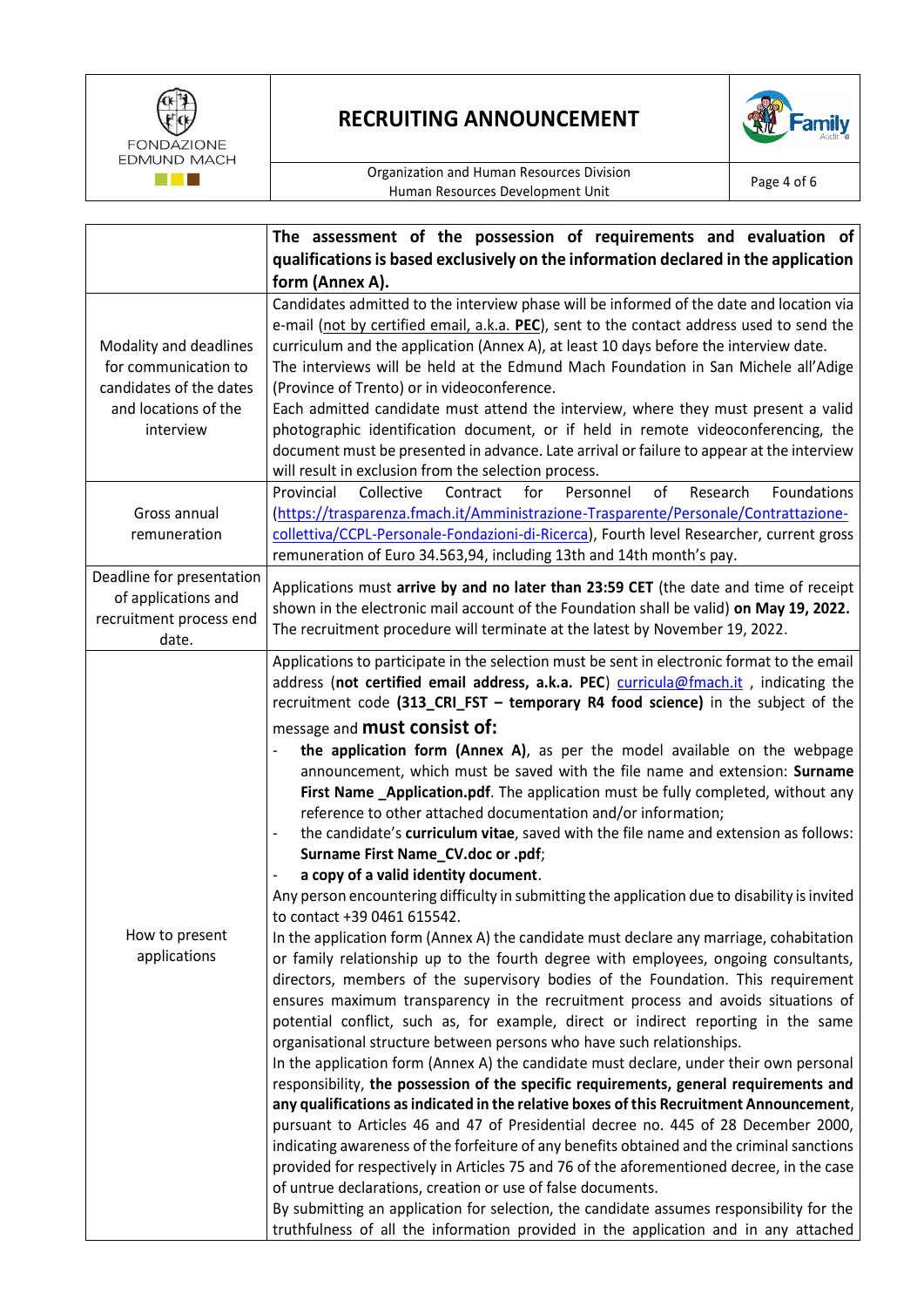| | |
|---|---|
| | **The assessment of the possession of requirements and evaluation of qualifications is based exclusively on the information declared in the application form (Annex A).** |
| Modality and deadlines for communication to candidates of the dates and locations of the interview | Candidates admitted to the interview phase will be informed of the date and location via e-mail (not by certified email, a.k.a. **PEC**), sent to the contact address used to send the curriculum and the application (Annex A), at least 10 days before the interview date.<br>The interviews will be held at the Edmund Mach Foundation in San Michele all'Adige (Province of Trento) or in videoconference.<br>Each admitted candidate must attend the interview, where they must present a valid photographic identification document, or if held in remote videoconferencing, the document must be presented in advance. Late arrival or failure to appear at the interview will result in exclusion from the selection process. |
| Gross annual remuneration | Provincial Collective Contract for Personnel of Research Foundations (https://trasparenza.fmach.it/Amministrazione-Trasparente/Personale/Contrattazione-collettiva/CCPL-Personale-Fondazioni-di-Ricerca), Fourth level Researcher, current gross remuneration of Euro 34.563,94, including 13th and 14th month's pay. |
| Deadline for presentation of applications and recruitment process end date. | Applications must **arrive by and no later than 23:59 CET** (the date and time of receipt shown in the electronic mail account of the Foundation shall be valid) **on May 19, 2022.**<br>The recruitment procedure will terminate at the latest by November 19, 2022. |
| How to present applications | Applications to participate in the selection must be sent in electronic format to the email address (**not certified email address, a.k.a. PEC**) curricula@fmach.it , indicating the recruitment code **(313_CRI_FST – temporary R4 food science)** in the subject of the message and **must consist of:**<br>- **the application form (Annex A)**, as per the model available on the webpage announcement, which must be saved with the file name and extension: **Surname First Name _Application.pdf**. The application must be fully completed, without any reference to other attached documentation and/or information;<br>- the candidate's **curriculum vitae**, saved with the file name and extension as follows: **Surname First Name_CV.doc or .pdf**;<br>- **a copy of a valid identity document**.<br>Any person encountering difficulty in submitting the application due to disability is invited to contact +39 0461 615542.<br>In the application form (Annex A) the candidate must declare any marriage, cohabitation or family relationship up to the fourth degree with employees, ongoing consultants, directors, members of the supervisory bodies of the Foundation. This requirement ensures maximum transparency in the recruitment process and avoids situations of potential conflict, such as, for example, direct or indirect reporting in the same organisational structure between persons who have such relationships.<br>In the application form (Annex A) the candidate must declare, under their own personal responsibility, **the possession of the specific requirements, general requirements and any qualifications as indicated in the relative boxes of this Recruitment Announcement**, pursuant to Articles 46 and 47 of Presidential decree no. 445 of 28 December 2000, indicating awareness of the forfeiture of any benefits obtained and the criminal sanctions provided for respectively in Articles 75 and 76 of the aforementioned decree, in the case of untrue declarations, creation or use of false documents.<br>By submitting an application for selection, the candidate assumes responsibility for the truthfulness of all the information provided in the application and in any attached |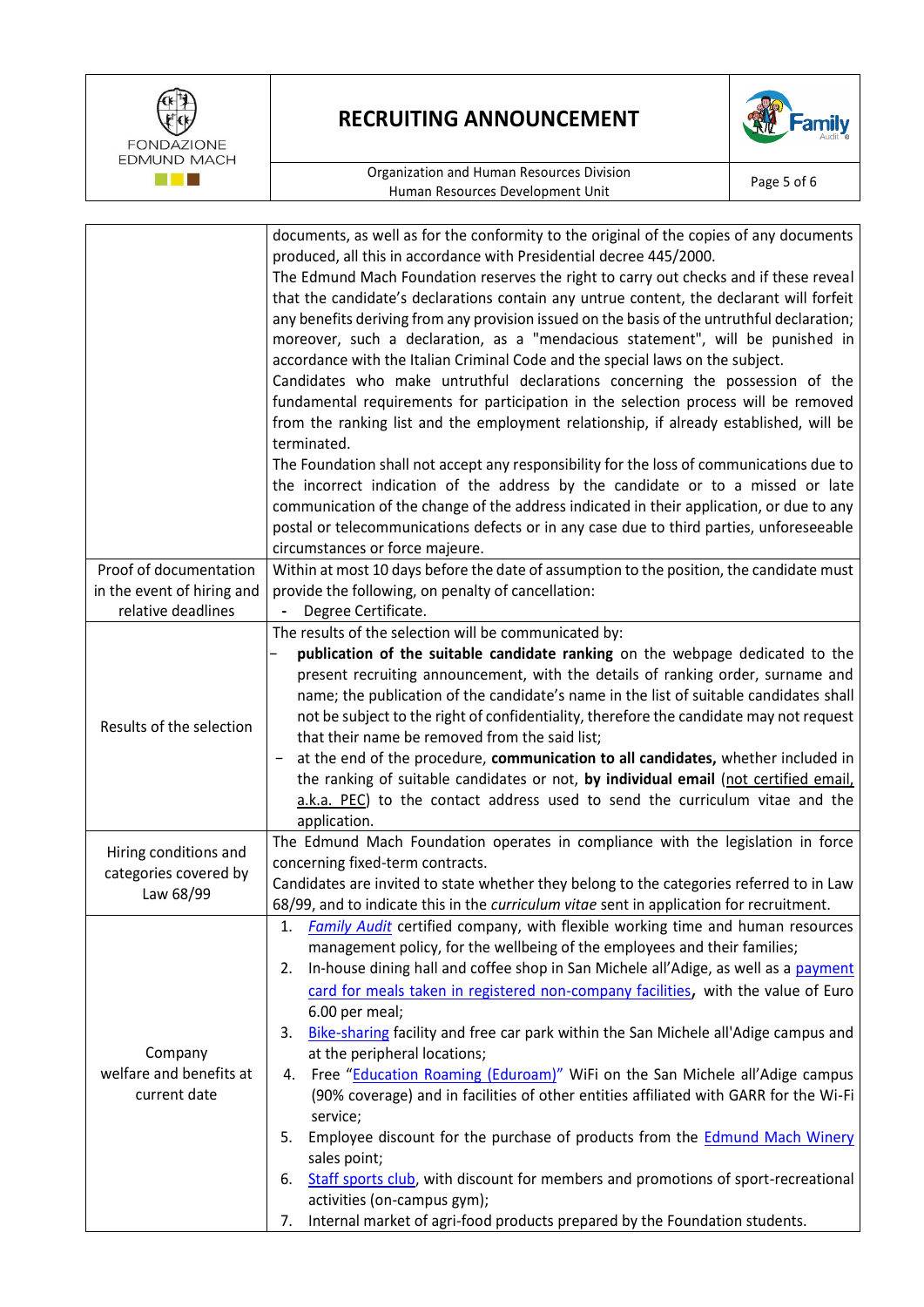| | |
|---|---|
| | documents, as well as for the conformity to the original of the copies of any documents produced, all this in accordance with Presidential decree 445/2000.<br>The Edmund Mach Foundation reserves the right to carry out checks and if these reveal that the candidate's declarations contain any untrue content, the declarant will forfeit any benefits deriving from any provision issued on the basis of the untruthful declaration; moreover, such a declaration, as a "mendacious statement", will be punished in accordance with the Italian Criminal Code and the special laws on the subject.<br>Candidates who make untruthful declarations concerning the possession of the fundamental requirements for participation in the selection process will be removed from the ranking list and the employment relationship, if already established, will be terminated.<br>The Foundation shall not accept any responsibility for the loss of communications due to the incorrect indication of the address by the candidate or to a missed or late communication of the change of the address indicated in their application, or due to any postal or telecommunications defects or in any case due to third parties, unforeseeable circumstances or force majeure. |
| Proof of documentation in the event of hiring and relative deadlines | Within at most 10 days before the date of assumption to the position, the candidate must provide the following, on penalty of cancellation:<br>- Degree Certificate. |
| Results of the selection | The results of the selection will be communicated by:<br>– **publication of the suitable candidate ranking** on the webpage dedicated to the present recruiting announcement, with the details of ranking order, surname and name; the publication of the candidate's name in the list of suitable candidates shall not be subject to the right of confidentiality, therefore the candidate may not request that their name be removed from the said list;<br>– at the end of the procedure, **communication to all candidates,** whether included in the ranking of suitable candidates or not, **by individual email** (not certified email, a.k.a. PEC) to the contact address used to send the curriculum vitae and the application. |
| Hiring conditions and categories covered by Law 68/99 | The Edmund Mach Foundation operates in compliance with the legislation in force concerning fixed-term contracts.<br>Candidates are invited to state whether they belong to the categories referred to in Law 68/99, and to indicate this in the *curriculum vitae* sent in application for recruitment. |
| Company welfare and benefits at current date | 1. *Family Audit* certified company, with flexible working time and human resources management policy, for the wellbeing of the employees and their families;<br>2. In-house dining hall and coffee shop in San Michele all'Adige, as well as a payment card for meals taken in registered non-company facilities, with the value of Euro 6.00 per meal;<br>3. Bike-sharing facility and free car park within the San Michele all'Adige campus and at the peripheral locations;<br>4. Free "Education Roaming (Eduroam)" WiFi on the San Michele all'Adige campus (90% coverage) and in facilities of other entities affiliated with GARR for the Wi-Fi service;<br>5. Employee discount for the purchase of products from the Edmund Mach Winery sales point;<br>6. Staff sports club, with discount for members and promotions of sport-recreational activities (on-campus gym);<br>7. Internal market of agri-food products prepared by the Foundation students. |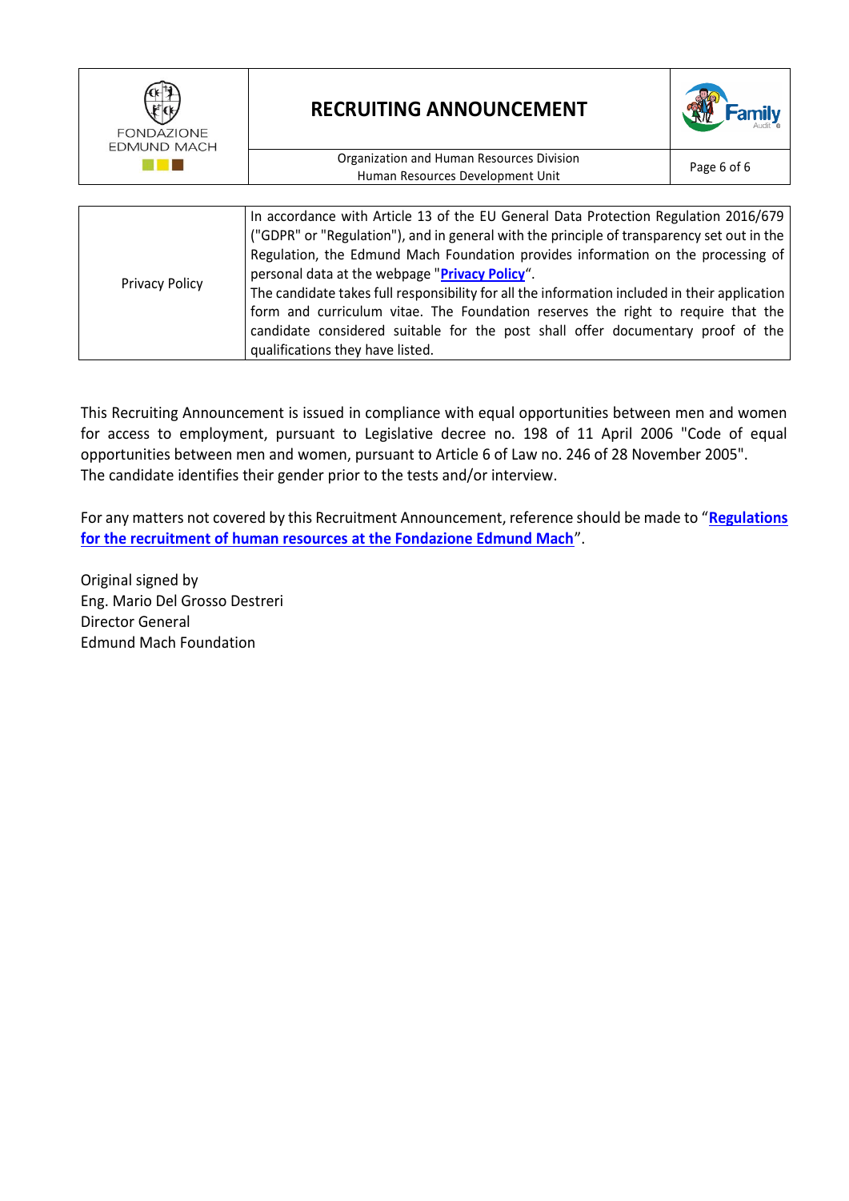| | |
|---|---|
| Privacy Policy | In accordance with Article 13 of the EU General Data Protection Regulation 2016/679 ("GDPR" or "Regulation"), and in general with the principle of transparency set out in the Regulation, the Edmund Mach Foundation provides information on the processing of personal data at the webpage "**Privacy Policy**".<br>The candidate takes full responsibility for all the information included in their application form and curriculum vitae. The Foundation reserves the right to require that the candidate considered suitable for the post shall offer documentary proof of the qualifications they have listed. |

This Recruiting Announcement is issued in compliance with equal opportunities between men and women for access to employment, pursuant to Legislative decree no. 198 of 11 April 2006 "Code of equal opportunities between men and women, pursuant to Article 6 of Law no. 246 of 28 November 2005".
The candidate identifies their gender prior to the tests and/or interview.

For any matters not covered by this Recruitment Announcement, reference should be made to "**Regulations for the recruitment of human resources at the Fondazione Edmund Mach**".

Original signed by
Eng. Mario Del Grosso Destreri
Director General
Edmund Mach Foundation